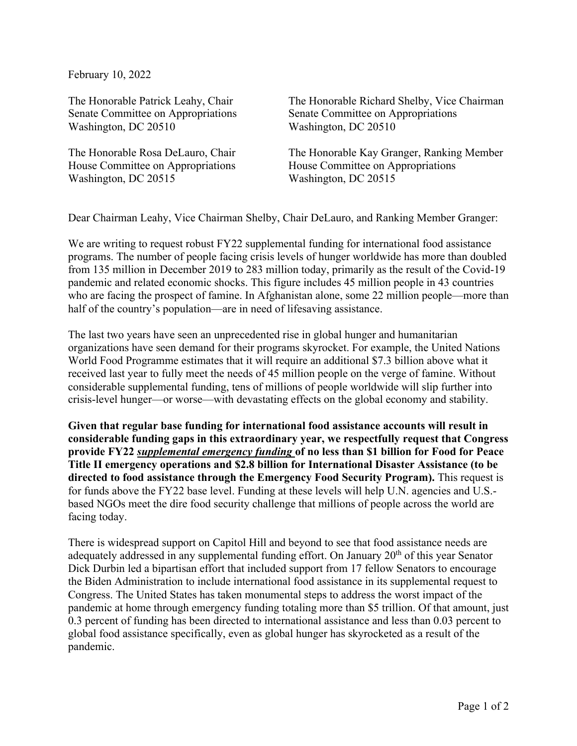February 10, 2022

The Honorable Patrick Leahy, Chair
Senate Committee on Appropriations
Washington, DC 20510

The Honorable Richard Shelby, Vice Chairman
Senate Committee on Appropriations
Washington, DC 20510

The Honorable Rosa DeLauro, Chair
House Committee on Appropriations
Washington, DC 20515

The Honorable Kay Granger, Ranking Member
House Committee on Appropriations
Washington, DC 20515

Dear Chairman Leahy, Vice Chairman Shelby, Chair DeLauro, and Ranking Member Granger:

We are writing to request robust FY22 supplemental funding for international food assistance programs. The number of people facing crisis levels of hunger worldwide has more than doubled from 135 million in December 2019 to 283 million today, primarily as the result of the Covid-19 pandemic and related economic shocks. This figure includes 45 million people in 43 countries who are facing the prospect of famine. In Afghanistan alone, some 22 million people—more than half of the country's population—are in need of lifesaving assistance.

The last two years have seen an unprecedented rise in global hunger and humanitarian organizations have seen demand for their programs skyrocket. For example, the United Nations World Food Programme estimates that it will require an additional $7.3 billion above what it received last year to fully meet the needs of 45 million people on the verge of famine. Without considerable supplemental funding, tens of millions of people worldwide will slip further into crisis-level hunger—or worse—with devastating effects on the global economy and stability.

**Given that regular base funding for international food assistance accounts will result in considerable funding gaps in this extraordinary year, we respectfully request that Congress provide FY22 *<u>supplemental emergency funding</u>* of no less than $1 billion for Food for Peace Title II emergency operations and $2.8 billion for International Disaster Assistance (to be directed to food assistance through the Emergency Food Security Program).** This request is for funds above the FY22 base level. Funding at these levels will help U.N. agencies and U.S.-based NGOs meet the dire food security challenge that millions of people across the world are facing today.

There is widespread support on Capitol Hill and beyond to see that food assistance needs are adequately addressed in any supplemental funding effort. On January 20th of this year Senator Dick Durbin led a bipartisan effort that included support from 17 fellow Senators to encourage the Biden Administration to include international food assistance in its supplemental request to Congress. The United States has taken monumental steps to address the worst impact of the pandemic at home through emergency funding totaling more than $5 trillion. Of that amount, just 0.3 percent of funding has been directed to international assistance and less than 0.03 percent to global food assistance specifically, even as global hunger has skyrocketed as a result of the pandemic.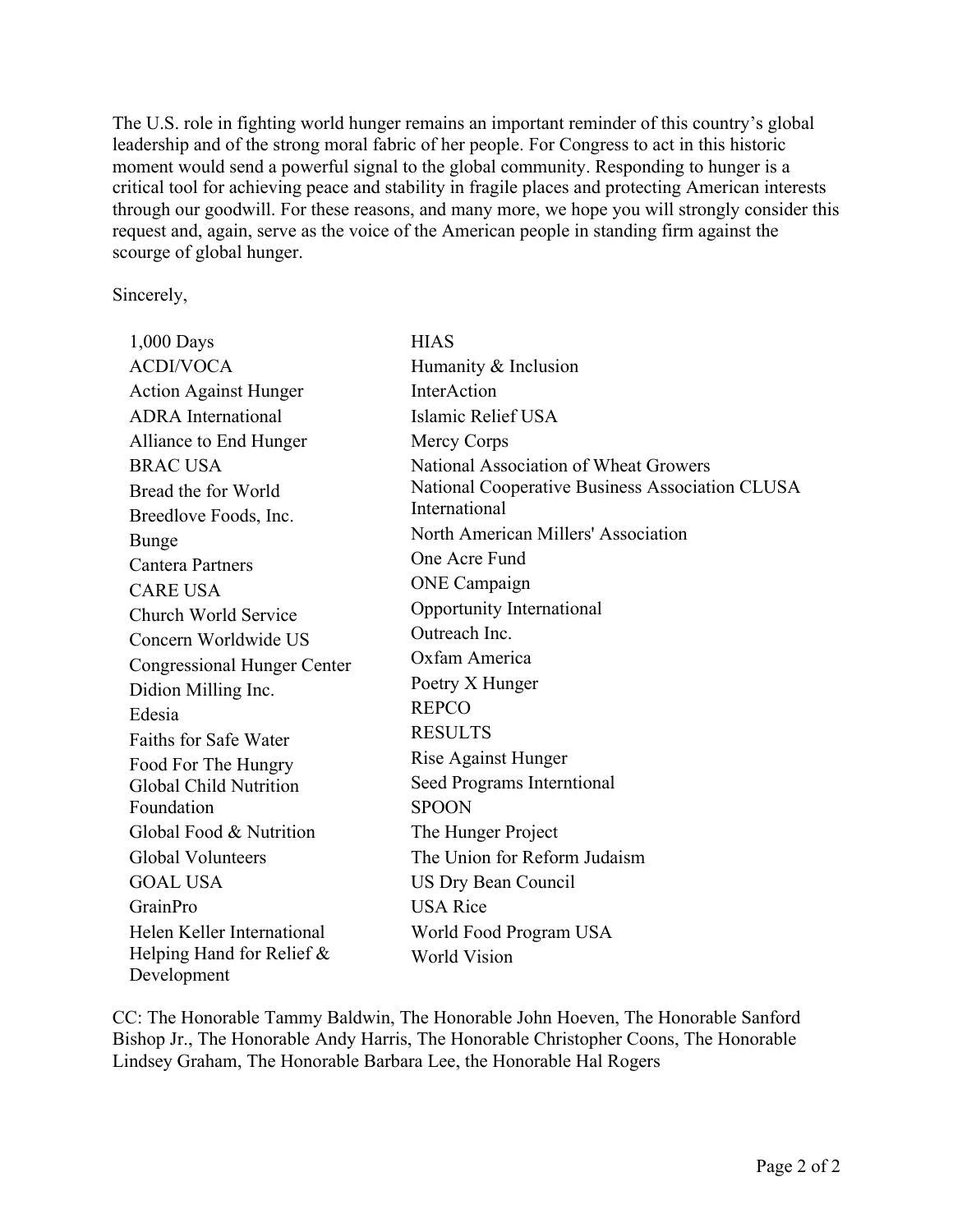The U.S. role in fighting world hunger remains an important reminder of this country's global leadership and of the strong moral fabric of her people. For Congress to act in this historic moment would send a powerful signal to the global community. Responding to hunger is a critical tool for achieving peace and stability in fragile places and protecting American interests through our goodwill. For these reasons, and many more, we hope you will strongly consider this request and, again, serve as the voice of the American people in standing firm against the scourge of global hunger.

Sincerely,

1,000 Days
ACDI/VOCA
Action Against Hunger
ADRA International
Alliance to End Hunger
BRAC USA
Bread the for World
Breedlove Foods, Inc.
Bunge
Cantera Partners
CARE USA
Church World Service
Concern Worldwide US
Congressional Hunger Center
Didion Milling Inc.
Edesia
Faiths for Safe Water
Food For The Hungry
Global Child Nutrition Foundation
Global Food & Nutrition
Global Volunteers
GOAL USA
GrainPro
Helen Keller International
Helping Hand for Relief & Development
HIAS
Humanity & Inclusion
InterAction
Islamic Relief USA
Mercy Corps
National Association of Wheat Growers
National Cooperative Business Association CLUSA International
North American Millers' Association
One Acre Fund
ONE Campaign
Opportunity International
Outreach Inc.
Oxfam America
Poetry X Hunger
REPCO
RESULTS
Rise Against Hunger
Seed Programs Interntional
SPOON
The Hunger Project
The Union for Reform Judaism
US Dry Bean Council
USA Rice
World Food Program USA
World Vision

CC: The Honorable Tammy Baldwin, The Honorable John Hoeven, The Honorable Sanford Bishop Jr., The Honorable Andy Harris, The Honorable Christopher Coons, The Honorable Lindsey Graham, The Honorable Barbara Lee, the Honorable Hal Rogers